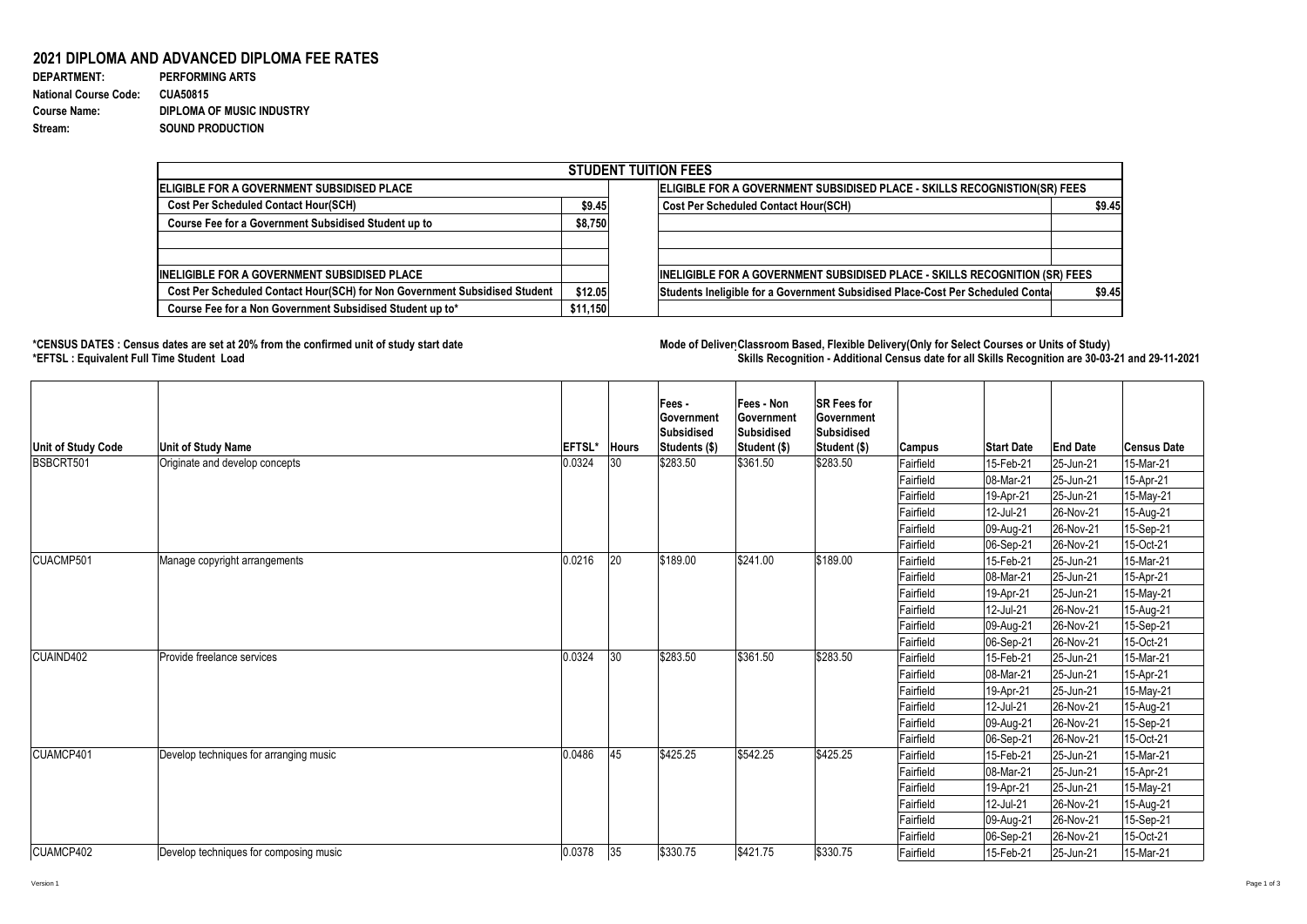## 2021 DIPLOMA AND ADVANCED DIPLOMA FEE RATES

**DEPARTMENT:** PERFORMING ARTS
**National Course Code:** CUA50815
**Course Name:** DIPLOMA OF MUSIC INDUSTRY
**Stream:** SOUND PRODUCTION

| STUDENT TUITION FEES | | | |
|---|---|---|---|
| **ELIGIBLE FOR A GOVERNMENT SUBSIDISED PLACE** | | **ELIGIBLE FOR A GOVERNMENT SUBSIDISED PLACE - SKILLS RECOGNISTION(SR) FEES** | |
| **Cost Per Scheduled Contact Hour(SCH)** | **$9.45** | **Cost Per Scheduled Contact Hour(SCH)** | **$9.45** |
| **Course Fee for a Government Subsidised Student up to** | **$8,750** | | |
| | | | |
| | | | |
| **INELIGIBLE FOR A GOVERNMENT SUBSIDISED PLACE** | | **INELIGIBLE FOR A GOVERNMENT SUBSIDISED PLACE - SKILLS RECOGNITION (SR) FEES** | |
| **Cost Per Scheduled Contact Hour(SCH) for Non Government Subsidised Student** | **$12.05** | **Students Ineligible for a Government Subsidised Place-Cost Per Scheduled Conta** | **$9.45** |
| **Course Fee for a Non Government Subsidised Student up to*** | **$11,150** | | |

**\*CENSUS DATES : Census dates are set at 20% from the confirmed unit of study start date**
**\*EFTSL : Equivalent Full Time Student Load**

**Mode of Deliver Classroom Based, Flexible Delivery(Only for Select Courses or Units of Study)**
**Skills Recognition - Additional Census date for all Skills Recognition are 30-03-21 and 29-11-2021**

| Unit of Study Code | Unit of Study Name | EFTSL* | Hours | Fees - Government Subsidised Students ($) | Fees - Non Government Subsidised Student ($) | SR Fees for Government Subsidised Student ($) | Campus | Start Date | End Date | Census Date |
|---|---|---|---|---|---|---|---|---|---|---|
| BSBCRT501 | Originate and develop concepts | 0.0324 | 30 | $283.50 | $361.50 | $283.50 | Fairfield | 15-Feb-21 | 25-Jun-21 | 15-Mar-21 |
| | | | | | | | Fairfield | 08-Mar-21 | 25-Jun-21 | 15-Apr-21 |
| | | | | | | | Fairfield | 19-Apr-21 | 25-Jun-21 | 15-May-21 |
| | | | | | | | Fairfield | 12-Jul-21 | 26-Nov-21 | 15-Aug-21 |
| | | | | | | | Fairfield | 09-Aug-21 | 26-Nov-21 | 15-Sep-21 |
| | | | | | | | Fairfield | 06-Sep-21 | 26-Nov-21 | 15-Oct-21 |
| CUACMP501 | Manage copyright arrangements | 0.0216 | 20 | $189.00 | $241.00 | $189.00 | Fairfield | 15-Feb-21 | 25-Jun-21 | 15-Mar-21 |
| | | | | | | | Fairfield | 08-Mar-21 | 25-Jun-21 | 15-Apr-21 |
| | | | | | | | Fairfield | 19-Apr-21 | 25-Jun-21 | 15-May-21 |
| | | | | | | | Fairfield | 12-Jul-21 | 26-Nov-21 | 15-Aug-21 |
| | | | | | | | Fairfield | 09-Aug-21 | 26-Nov-21 | 15-Sep-21 |
| | | | | | | | Fairfield | 06-Sep-21 | 26-Nov-21 | 15-Oct-21 |
| CUAIND402 | Provide freelance services | 0.0324 | 30 | $283.50 | $361.50 | $283.50 | Fairfield | 15-Feb-21 | 25-Jun-21 | 15-Mar-21 |
| | | | | | | | Fairfield | 08-Mar-21 | 25-Jun-21 | 15-Apr-21 |
| | | | | | | | Fairfield | 19-Apr-21 | 25-Jun-21 | 15-May-21 |
| | | | | | | | Fairfield | 12-Jul-21 | 26-Nov-21 | 15-Aug-21 |
| | | | | | | | Fairfield | 09-Aug-21 | 26-Nov-21 | 15-Sep-21 |
| | | | | | | | Fairfield | 06-Sep-21 | 26-Nov-21 | 15-Oct-21 |
| CUAMCP401 | Develop techniques for arranging music | 0.0486 | 45 | $425.25 | $542.25 | $425.25 | Fairfield | 15-Feb-21 | 25-Jun-21 | 15-Mar-21 |
| | | | | | | | Fairfield | 08-Mar-21 | 25-Jun-21 | 15-Apr-21 |
| | | | | | | | Fairfield | 19-Apr-21 | 25-Jun-21 | 15-May-21 |
| | | | | | | | Fairfield | 12-Jul-21 | 26-Nov-21 | 15-Aug-21 |
| | | | | | | | Fairfield | 09-Aug-21 | 26-Nov-21 | 15-Sep-21 |
| | | | | | | | Fairfield | 06-Sep-21 | 26-Nov-21 | 15-Oct-21 |
| CUAMCP402 | Develop techniques for composing music | 0.0378 | 35 | $330.75 | $421.75 | $330.75 | Fairfield | 15-Feb-21 | 25-Jun-21 | 15-Mar-21 |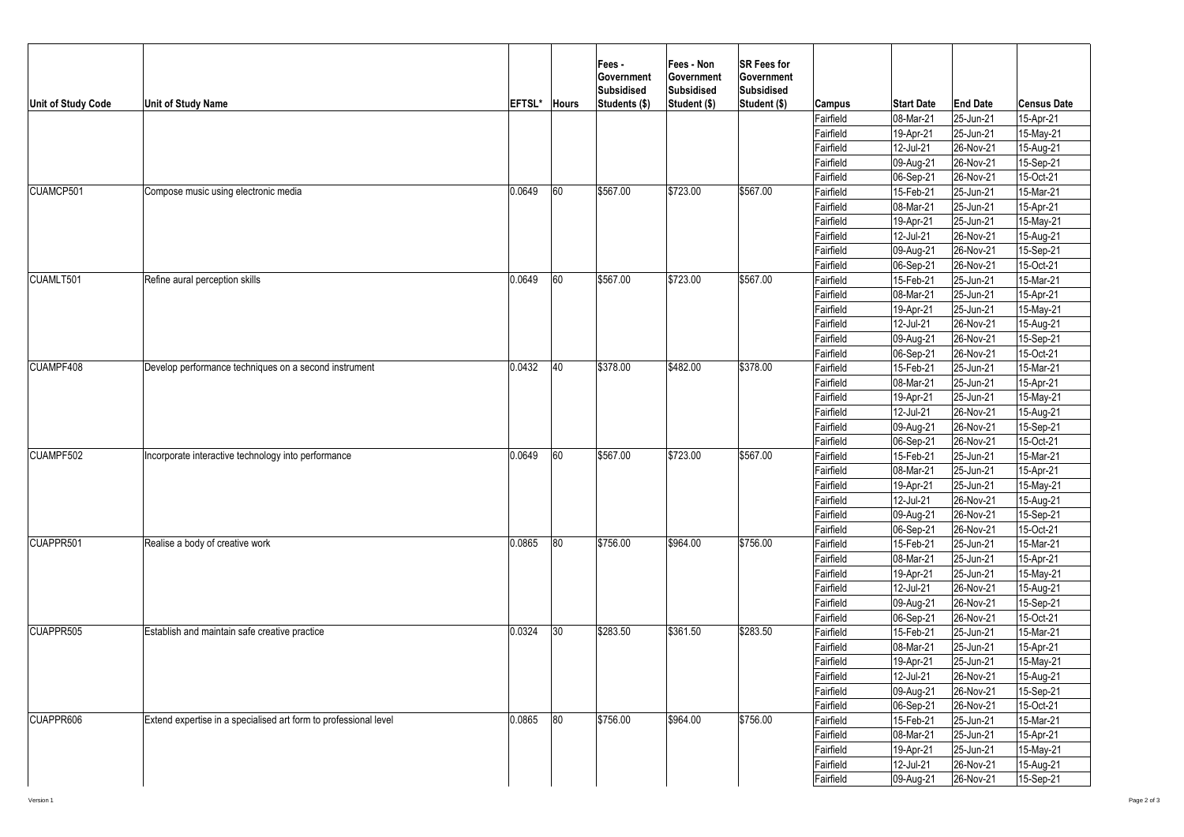| Unit of Study Code | Unit of Study Name | EFTSL* | Hours | Fees - Government Subsidised Students ($) | Fees - Non Government Subsidised Student ($) | SR Fees for Government Subsidised Student ($) | Campus | Start Date | End Date | Census Date |
|---|---|---|---|---|---|---|---|---|---|---|
| | | | | | | | Fairfield | 08-Mar-21 | 25-Jun-21 | 15-Apr-21 |
| | | | | | | | Fairfield | 19-Apr-21 | 25-Jun-21 | 15-May-21 |
| | | | | | | | Fairfield | 12-Jul-21 | 26-Nov-21 | 15-Aug-21 |
| | | | | | | | Fairfield | 09-Aug-21 | 26-Nov-21 | 15-Sep-21 |
| | | | | | | | Fairfield | 06-Sep-21 | 26-Nov-21 | 15-Oct-21 |
| CUAMCP501 | Compose music using electronic media | 0.0649 | 60 | $567.00 | $723.00 | $567.00 | Fairfield | 15-Feb-21 | 25-Jun-21 | 15-Mar-21 |
| | | | | | | | Fairfield | 08-Mar-21 | 25-Jun-21 | 15-Apr-21 |
| | | | | | | | Fairfield | 19-Apr-21 | 25-Jun-21 | 15-May-21 |
| | | | | | | | Fairfield | 12-Jul-21 | 26-Nov-21 | 15-Aug-21 |
| | | | | | | | Fairfield | 09-Aug-21 | 26-Nov-21 | 15-Sep-21 |
| | | | | | | | Fairfield | 06-Sep-21 | 26-Nov-21 | 15-Oct-21 |
| CUAMLT501 | Refine aural perception skills | 0.0649 | 60 | $567.00 | $723.00 | $567.00 | Fairfield | 15-Feb-21 | 25-Jun-21 | 15-Mar-21 |
| | | | | | | | Fairfield | 08-Mar-21 | 25-Jun-21 | 15-Apr-21 |
| | | | | | | | Fairfield | 19-Apr-21 | 25-Jun-21 | 15-May-21 |
| | | | | | | | Fairfield | 12-Jul-21 | 26-Nov-21 | 15-Aug-21 |
| | | | | | | | Fairfield | 09-Aug-21 | 26-Nov-21 | 15-Sep-21 |
| | | | | | | | Fairfield | 06-Sep-21 | 26-Nov-21 | 15-Oct-21 |
| CUAMPF408 | Develop performance techniques on a second instrument | 0.0432 | 40 | $378.00 | $482.00 | $378.00 | Fairfield | 15-Feb-21 | 25-Jun-21 | 15-Mar-21 |
| | | | | | | | Fairfield | 08-Mar-21 | 25-Jun-21 | 15-Apr-21 |
| | | | | | | | Fairfield | 19-Apr-21 | 25-Jun-21 | 15-May-21 |
| | | | | | | | Fairfield | 12-Jul-21 | 26-Nov-21 | 15-Aug-21 |
| | | | | | | | Fairfield | 09-Aug-21 | 26-Nov-21 | 15-Sep-21 |
| | | | | | | | Fairfield | 06-Sep-21 | 26-Nov-21 | 15-Oct-21 |
| CUAMPF502 | Incorporate interactive technology into performance | 0.0649 | 60 | $567.00 | $723.00 | $567.00 | Fairfield | 15-Feb-21 | 25-Jun-21 | 15-Mar-21 |
| | | | | | | | Fairfield | 08-Mar-21 | 25-Jun-21 | 15-Apr-21 |
| | | | | | | | Fairfield | 19-Apr-21 | 25-Jun-21 | 15-May-21 |
| | | | | | | | Fairfield | 12-Jul-21 | 26-Nov-21 | 15-Aug-21 |
| | | | | | | | Fairfield | 09-Aug-21 | 26-Nov-21 | 15-Sep-21 |
| | | | | | | | Fairfield | 06-Sep-21 | 26-Nov-21 | 15-Oct-21 |
| CUAPPR501 | Realise a body of creative work | 0.0865 | 80 | $756.00 | $964.00 | $756.00 | Fairfield | 15-Feb-21 | 25-Jun-21 | 15-Mar-21 |
| | | | | | | | Fairfield | 08-Mar-21 | 25-Jun-21 | 15-Apr-21 |
| | | | | | | | Fairfield | 19-Apr-21 | 25-Jun-21 | 15-May-21 |
| | | | | | | | Fairfield | 12-Jul-21 | 26-Nov-21 | 15-Aug-21 |
| | | | | | | | Fairfield | 09-Aug-21 | 26-Nov-21 | 15-Sep-21 |
| | | | | | | | Fairfield | 06-Sep-21 | 26-Nov-21 | 15-Oct-21 |
| CUAPPR505 | Establish and maintain safe creative practice | 0.0324 | 30 | $283.50 | $361.50 | $283.50 | Fairfield | 15-Feb-21 | 25-Jun-21 | 15-Mar-21 |
| | | | | | | | Fairfield | 08-Mar-21 | 25-Jun-21 | 15-Apr-21 |
| | | | | | | | Fairfield | 19-Apr-21 | 25-Jun-21 | 15-May-21 |
| | | | | | | | Fairfield | 12-Jul-21 | 26-Nov-21 | 15-Aug-21 |
| | | | | | | | Fairfield | 09-Aug-21 | 26-Nov-21 | 15-Sep-21 |
| | | | | | | | Fairfield | 06-Sep-21 | 26-Nov-21 | 15-Oct-21 |
| CUAPPR606 | Extend expertise in a specialised art form to professional level | 0.0865 | 80 | $756.00 | $964.00 | $756.00 | Fairfield | 15-Feb-21 | 25-Jun-21 | 15-Mar-21 |
| | | | | | | | Fairfield | 08-Mar-21 | 25-Jun-21 | 15-Apr-21 |
| | | | | | | | Fairfield | 19-Apr-21 | 25-Jun-21 | 15-May-21 |
| | | | | | | | Fairfield | 12-Jul-21 | 26-Nov-21 | 15-Aug-21 |
| | | | | | | | Fairfield | 09-Aug-21 | 26-Nov-21 | 15-Sep-21 |

Version 1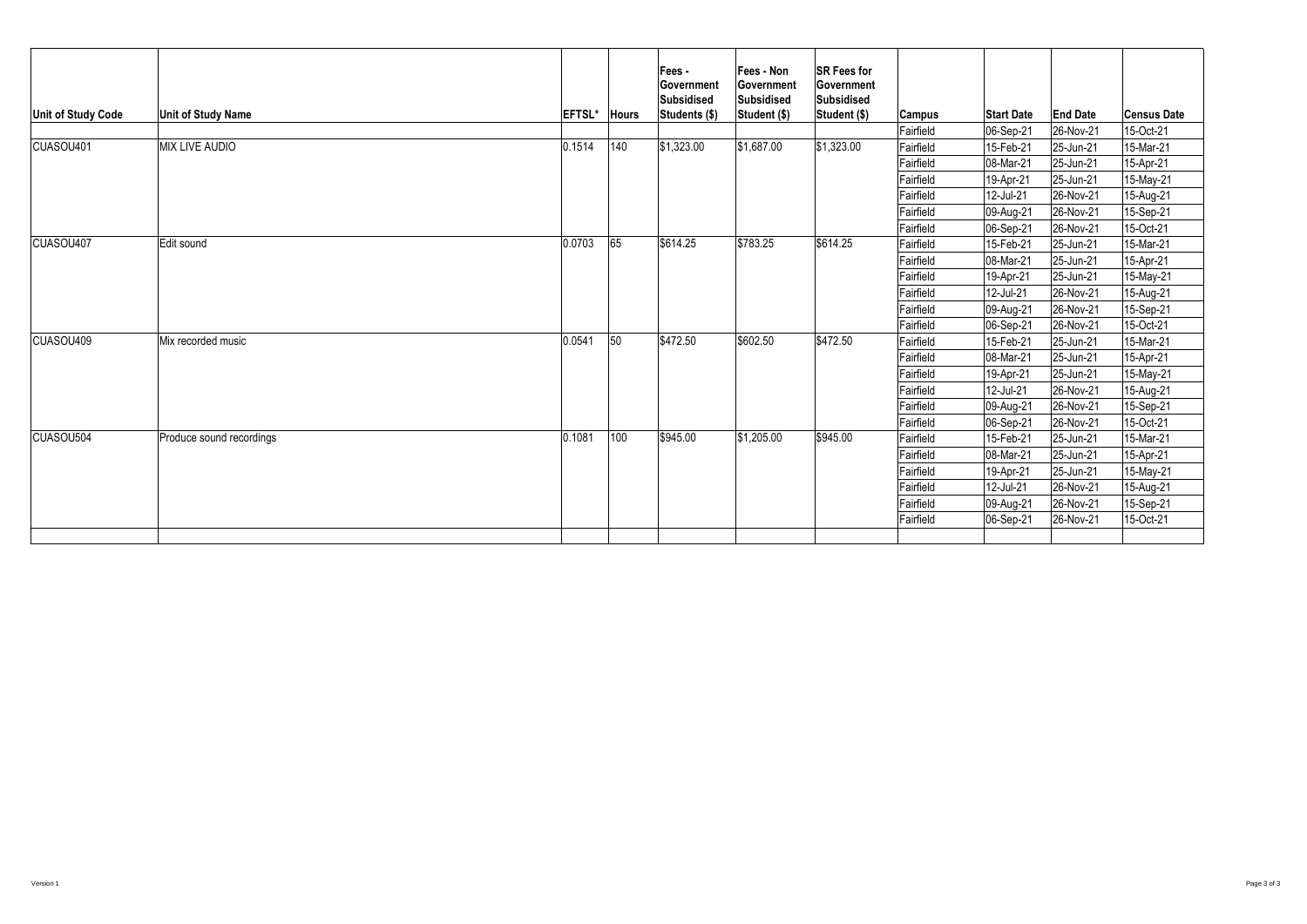| Unit of Study Code | Unit of Study Name | EFTSL* | Hours | Fees - Government Subsidised Students ($) | Fees - Non Government Subsidised Student ($) | SR Fees for Government Subsidised Student ($) | Campus | Start Date | End Date | Census Date |
|---|---|---|---|---|---|---|---|---|---|---|
| | | | | | | | Fairfield | 06-Sep-21 | 26-Nov-21 | 15-Oct-21 |
| CUASOU401 | MIX LIVE AUDIO | 0.1514 | 140 | $1,323.00 | $1,687.00 | $1,323.00 | Fairfield | 15-Feb-21 | 25-Jun-21 | 15-Mar-21 |
| | | | | | | | Fairfield | 08-Mar-21 | 25-Jun-21 | 15-Apr-21 |
| | | | | | | | Fairfield | 19-Apr-21 | 25-Jun-21 | 15-May-21 |
| | | | | | | | Fairfield | 12-Jul-21 | 26-Nov-21 | 15-Aug-21 |
| | | | | | | | Fairfield | 09-Aug-21 | 26-Nov-21 | 15-Sep-21 |
| | | | | | | | Fairfield | 06-Sep-21 | 26-Nov-21 | 15-Oct-21 |
| CUASOU407 | Edit sound | 0.0703 | 65 | $614.25 | $783.25 | $614.25 | Fairfield | 15-Feb-21 | 25-Jun-21 | 15-Mar-21 |
| | | | | | | | Fairfield | 08-Mar-21 | 25-Jun-21 | 15-Apr-21 |
| | | | | | | | Fairfield | 19-Apr-21 | 25-Jun-21 | 15-May-21 |
| | | | | | | | Fairfield | 12-Jul-21 | 26-Nov-21 | 15-Aug-21 |
| | | | | | | | Fairfield | 09-Aug-21 | 26-Nov-21 | 15-Sep-21 |
| | | | | | | | Fairfield | 06-Sep-21 | 26-Nov-21 | 15-Oct-21 |
| CUASOU409 | Mix recorded music | 0.0541 | 50 | $472.50 | $602.50 | $472.50 | Fairfield | 15-Feb-21 | 25-Jun-21 | 15-Mar-21 |
| | | | | | | | Fairfield | 08-Mar-21 | 25-Jun-21 | 15-Apr-21 |
| | | | | | | | Fairfield | 19-Apr-21 | 25-Jun-21 | 15-May-21 |
| | | | | | | | Fairfield | 12-Jul-21 | 26-Nov-21 | 15-Aug-21 |
| | | | | | | | Fairfield | 09-Aug-21 | 26-Nov-21 | 15-Sep-21 |
| | | | | | | | Fairfield | 06-Sep-21 | 26-Nov-21 | 15-Oct-21 |
| CUASOU504 | Produce sound recordings | 0.1081 | 100 | $945.00 | $1,205.00 | $945.00 | Fairfield | 15-Feb-21 | 25-Jun-21 | 15-Mar-21 |
| | | | | | | | Fairfield | 08-Mar-21 | 25-Jun-21 | 15-Apr-21 |
| | | | | | | | Fairfield | 19-Apr-21 | 25-Jun-21 | 15-May-21 |
| | | | | | | | Fairfield | 12-Jul-21 | 26-Nov-21 | 15-Aug-21 |
| | | | | | | | Fairfield | 09-Aug-21 | 26-Nov-21 | 15-Sep-21 |
| | | | | | | | Fairfield | 06-Sep-21 | 26-Nov-21 | 15-Oct-21 |
| | | | | | | | | | | |

Version 1